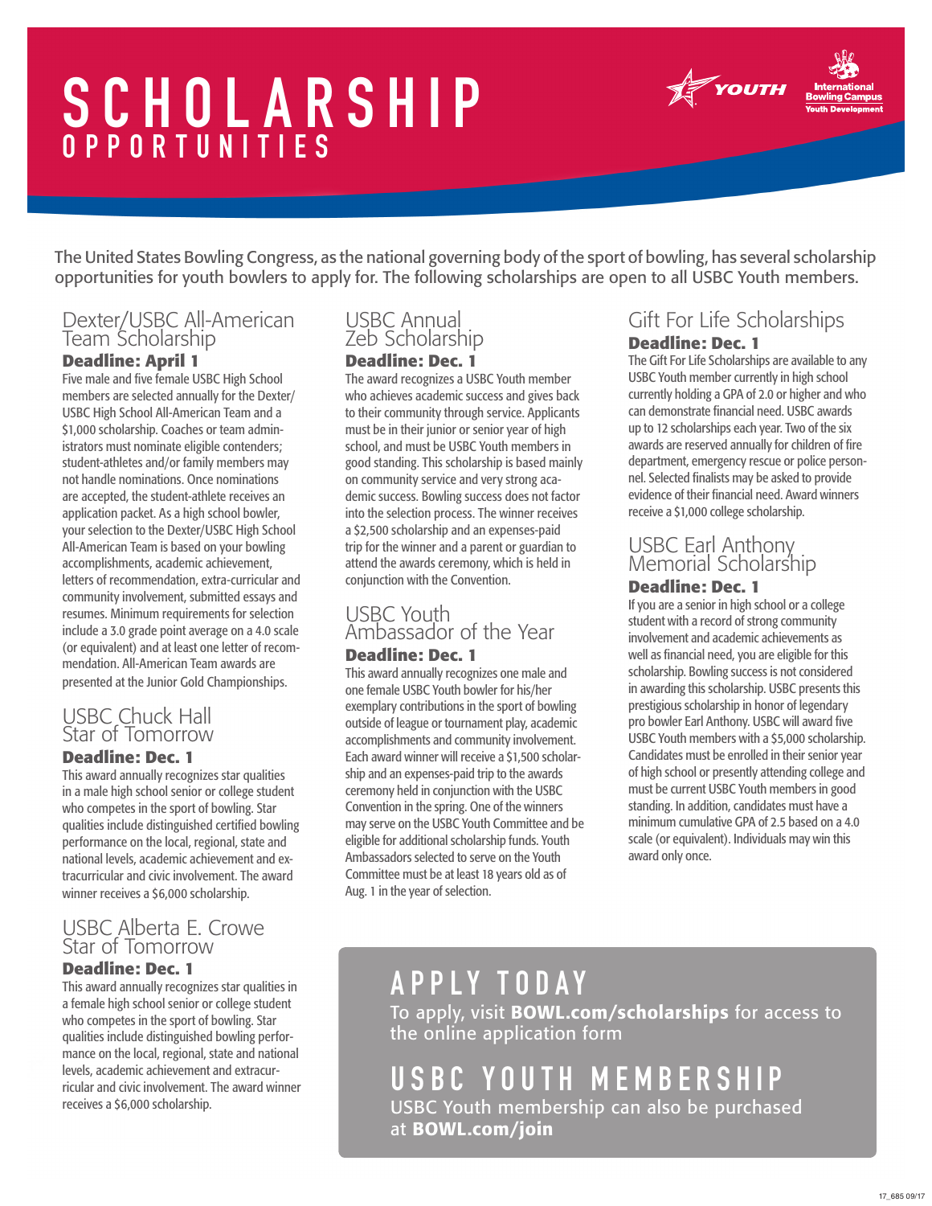# SCHOLARSHIP OPPORTUNITIES

YOUTH

International Bowling Campus Youth Development

The United States Bowling Congress, as the national governing body of the sport of bowling, has several scholarship opportunities for youth bowlers to apply for. The following scholarships are open to all USBC Youth members.

## Dexter/USBC All-American Team Scholarship

**Deadline: April 1**

Five male and five female USBC High School members are selected annually for the Dexter/USBC High School All-American Team and a $1,000 scholarship. Coaches or team administrators must nominate eligible contenders; student-athletes and/or family members may not handle nominations. Once nominations are accepted, the student-athlete receives an application packet. As a high school bowler, your selection to the Dexter/USBC High School All-American Team is based on your bowling accomplishments, academic achievement, letters of recommendation, extra-curricular and community involvement, submitted essays and resumes. Minimum requirements for selection include a 3.0 grade point average on a 4.0 scale (or equivalent) and at least one letter of recommendation. All-American Team awards are presented at the Junior Gold Championships.

## USBC Chuck Hall Star of Tomorrow

**Deadline: Dec. 1**

This award annually recognizes star qualities in a male high school senior or college student who competes in the sport of bowling. Star qualities include distinguished certified bowling performance on the local, regional, state and national levels, academic achievement and extracurricular and civic involvement. The award winner receives a $6,000 scholarship.

## USBC Alberta E. Crowe Star of Tomorrow

**Deadline: Dec. 1**

This award annually recognizes star qualities in a female high school senior or college student who competes in the sport of bowling. Star qualities include distinguished bowling performance on the local, regional, state and national levels, academic achievement and extracurricular and civic involvement. The award winner receives a $6,000 scholarship.

## USBC Annual Zeb Scholarship

**Deadline: Dec. 1**

The award recognizes a USBC Youth member who achieves academic success and gives back to their community through service. Applicants must be in their junior or senior year of high school, and must be USBC Youth members in good standing. This scholarship is based mainly on community service and very strong academic success. Bowling success does not factor into the selection process. The winner receives a $2,500 scholarship and an expenses-paid trip for the winner and a parent or guardian to attend the awards ceremony, which is held in conjunction with the Convention.

## USBC Youth Ambassador of the Year

**Deadline: Dec. 1**

This award annually recognizes one male and one female USBC Youth bowler for his/her exemplary contributions in the sport of bowling outside of league or tournament play, academic accomplishments and community involvement. Each award winner will receive a $1,500 scholarship and an expenses-paid trip to the awards ceremony held in conjunction with the USBC Convention in the spring. One of the winners may serve on the USBC Youth Committee and be eligible for additional scholarship funds. Youth Ambassadors selected to serve on the Youth Committee must be at least 18 years old as of Aug. 1 in the year of selection.

## Gift For Life Scholarships

**Deadline: Dec. 1**

The Gift For Life Scholarships are available to any USBC Youth member currently in high school currently holding a GPA of 2.0 or higher and who can demonstrate financial need. USBC awards up to 12 scholarships each year. Two of the six awards are reserved annually for children of fire department, emergency rescue or police personnel. Selected finalists may be asked to provide evidence of their financial need. Award winners receive a $1,000 college scholarship.

## USBC Earl Anthony Memorial Scholarship

**Deadline: Dec. 1**

If you are a senior in high school or a college student with a record of strong community involvement and academic achievements as well as financial need, you are eligible for this scholarship. Bowling success is not considered in awarding this scholarship. USBC presents this prestigious scholarship in honor of legendary pro bowler Earl Anthony. USBC will award five USBC Youth members with a $5,000 scholarship. Candidates must be enrolled in their senior year of high school or presently attending college and must be current USBC Youth members in good standing. In addition, candidates must have a minimum cumulative GPA of 2.5 based on a 4.0 scale (or equivalent). Individuals may win this award only once.

## APPLY TODAY

To apply, visit **BOWL.com/scholarships** for access to the online application form

## USBC YOUTH MEMBERSHIP

USBC Youth membership can also be purchased at **BOWL.com/join**

17_685 09/17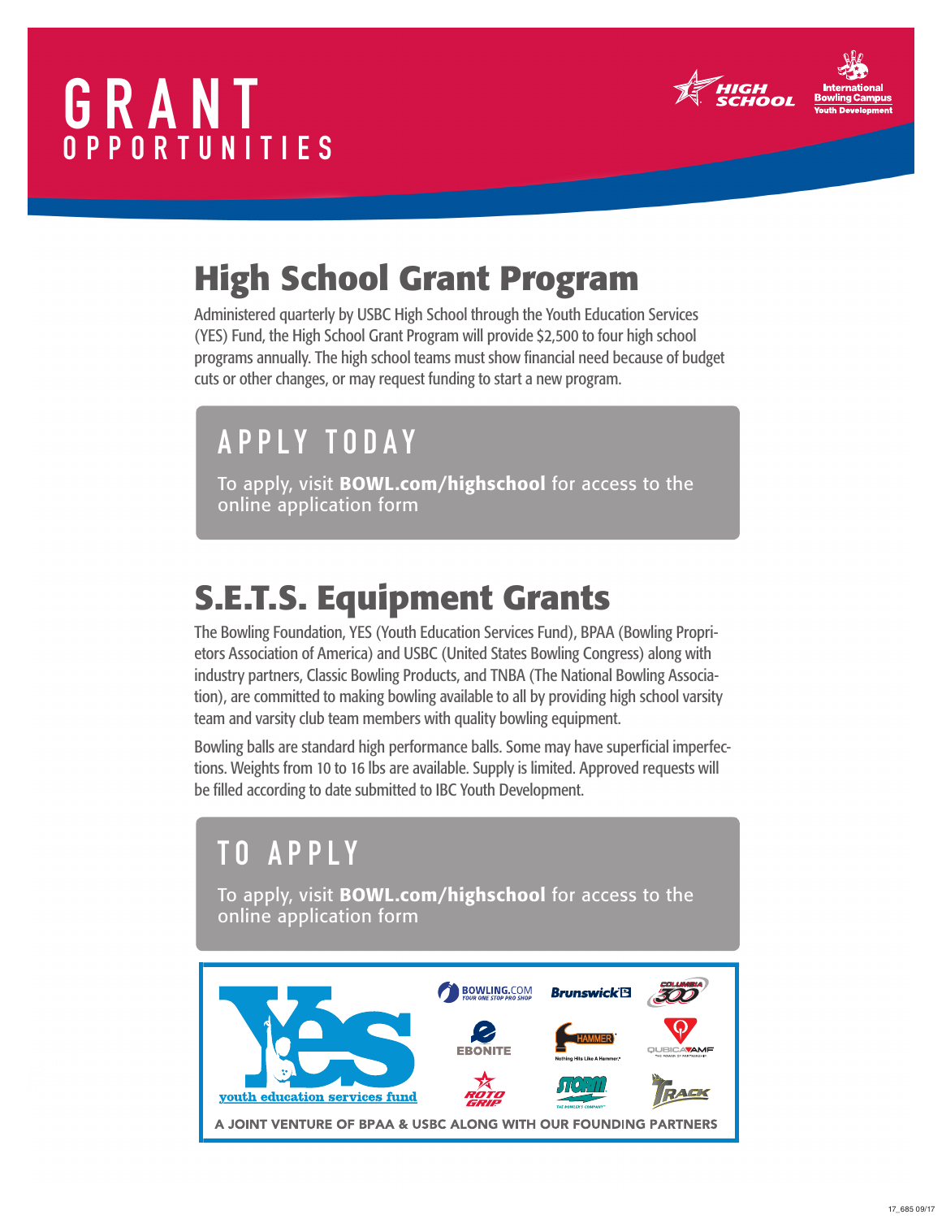# GRANT OPPORTUNITIES

HIGH SCHOOL

International Bowling Campus Youth Development

## High School Grant Program

Administered quarterly by USBC High School through the Youth Education Services (YES) Fund, the High School Grant Program will provide $2,500 to four high school programs annually. The high school teams must show financial need because of budget cuts or other changes, or may request funding to start a new program.

### APPLY TODAY

To apply, visit **BOWL.com/highschool** for access to the online application form

## S.E.T.S. Equipment Grants

The Bowling Foundation, YES (Youth Education Services Fund), BPAA (Bowling Proprietors Association of America) and USBC (United States Bowling Congress) along with industry partners, Classic Bowling Products, and TNBA (The National Bowling Association), are committed to making bowling available to all by providing high school varsity team and varsity club team members with quality bowling equipment.

Bowling balls are standard high performance balls. Some may have superficial imperfections. Weights from 10 to 16 lbs are available. Supply is limited. Approved requests will be filled according to date submitted to IBC Youth Development.

### TO APPLY

To apply, visit **BOWL.com/highschool** for access to the online application form

yes youth education services fund

BOWLING.COM YOUR ONE STOP PRO SHOP | Brunswick | COLUMBIA 300 | EBONITE | HAMMER Nothing Hits Like A Hammer. | QUBICAAMF THE POWER OF PARTNERSHIP | ROTO GRIP | STORM THE BOWLER'S COMPANY | TRACK

A JOINT VENTURE OF BPAA & USBC ALONG WITH OUR FOUNDING PARTNERS

17_685 09/17